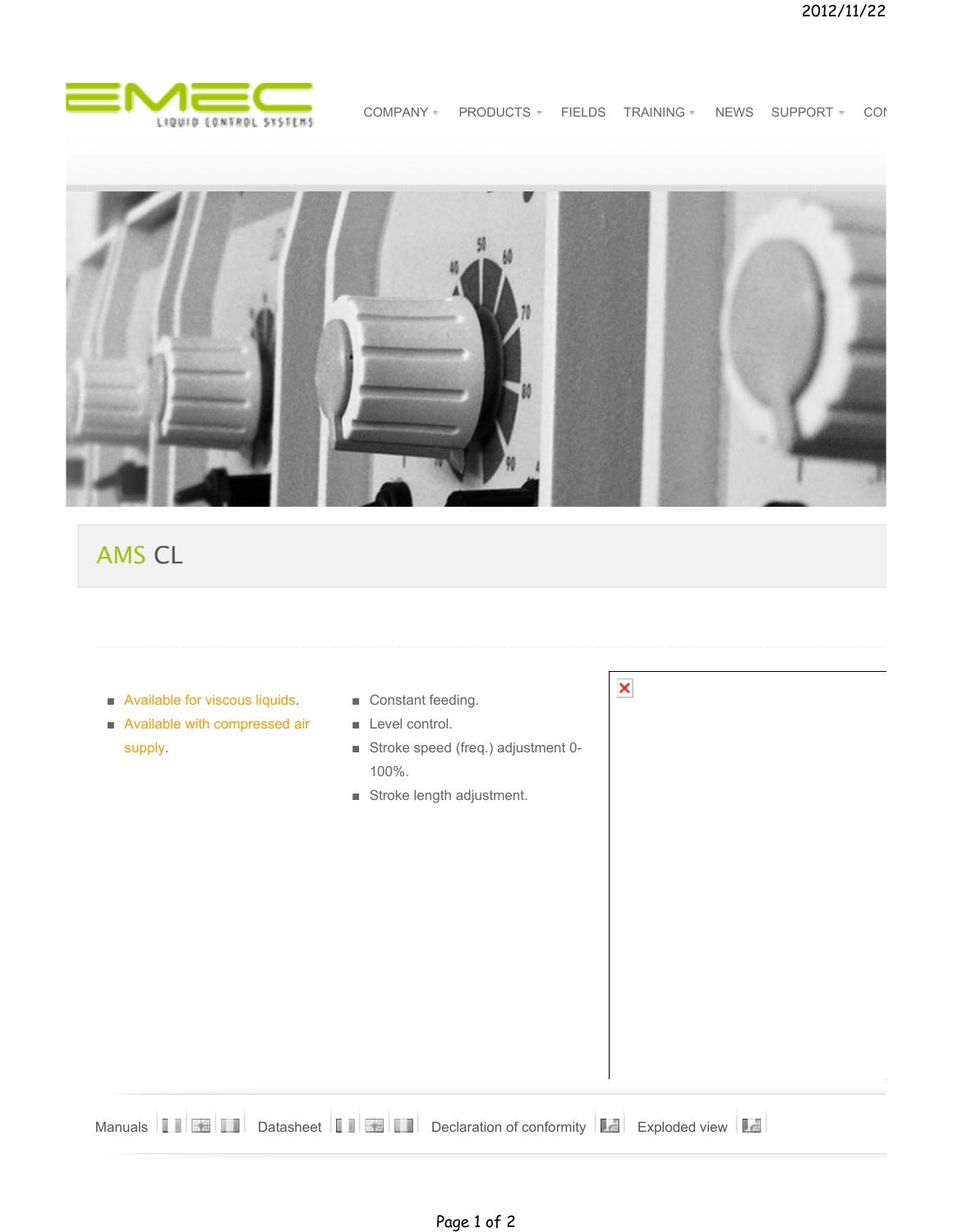COMPANY PRODUCTS FIELDS TRAINING NEWS SUPPORT CO

# AMS CL

- Available for viscous liquids.
- Available with compressed air supply.

- Constant feeding.
- Level control.
- Stroke speed (freq.) adjustment 0-100%.
- Stroke length adjustment.

Manuals | Datasheet | Declaration of conformity | Exploded view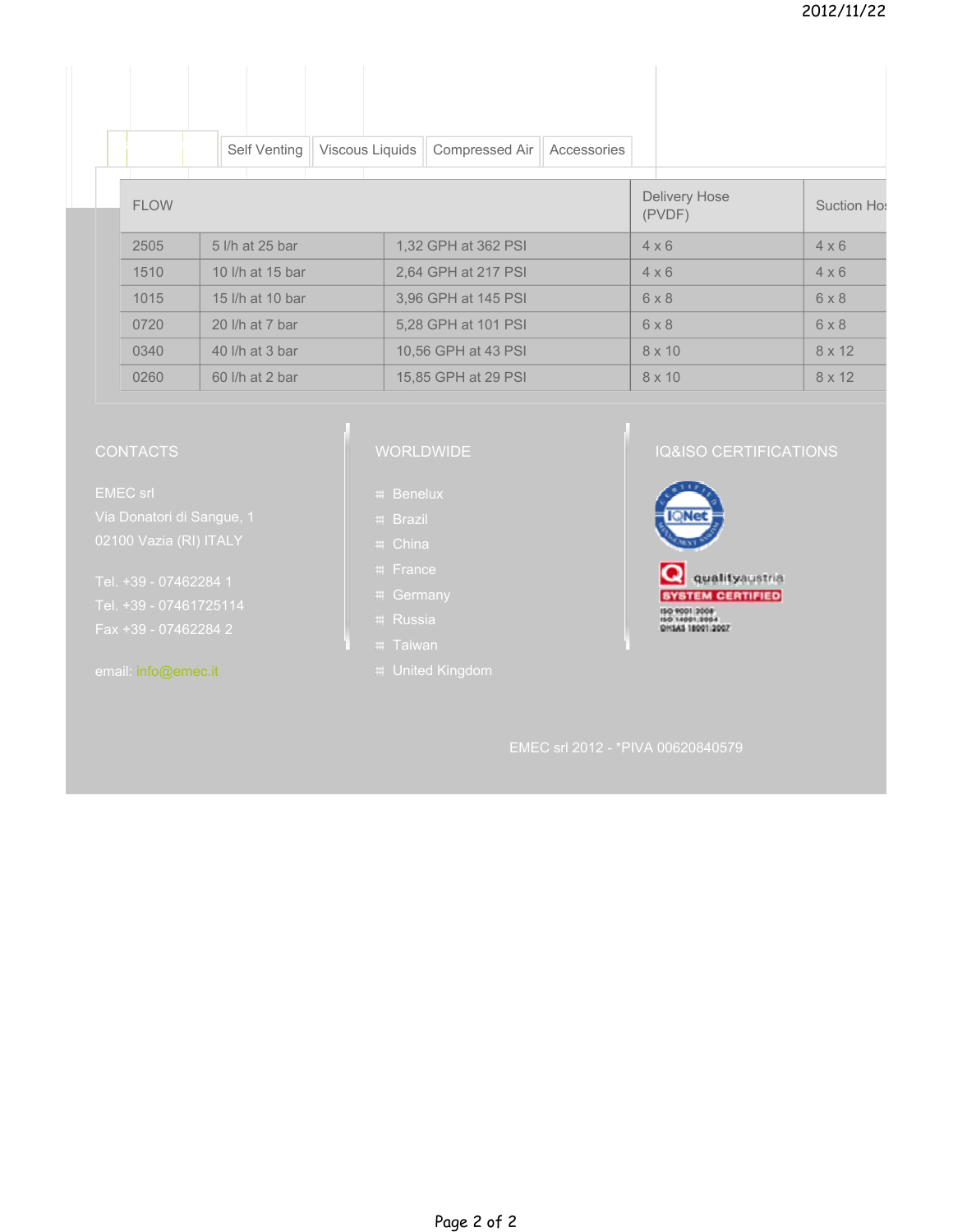Self Venting | Viscous Liquids | Compressed Air | Accessories

| FLOW | | | Delivery Hose (PVDF) | Suction Hos |
|---|---|---|---|---|
| 2505 | 5 l/h at 25 bar | 1,32 GPH at 362 PSI | 4 x 6 | 4 x 6 |
| 1510 | 10 l/h at 15 bar | 2,64 GPH at 217 PSI | 4 x 6 | 4 x 6 |
| 1015 | 15 l/h at 10 bar | 3,96 GPH at 145 PSI | 6 x 8 | 6 x 8 |
| 0720 | 20 l/h at 7 bar | 5,28 GPH at 101 PSI | 6 x 8 | 6 x 8 |
| 0340 | 40 l/h at 3 bar | 10,56 GPH at 43 PSI | 8 x 10 | 8 x 12 |
| 0260 | 60 l/h at 2 bar | 15,85 GPH at 29 PSI | 8 x 10 | 8 x 12 |

## CONTACTS

EMEC srl
Via Donatori di Sangue, 1
02100 Vazia (RI) ITALY

Tel. +39 - 07462284 1
Tel. +39 - 07461725114
Fax +39 - 07462284 2

email: info@emec.it

## WORLDWIDE

- Benelux
- Brazil
- China
- France
- Germany
- Russia
- Taiwan
- United Kingdom

## IQ&ISO CERTIFICATIONS

IQNet

qualityaustria
SYSTEM CERTIFIED
ISO 9001:2008
ISO 14001:2004
OHSAS 18001:2007

EMEC srl 2012 - *PIVA 00620840579